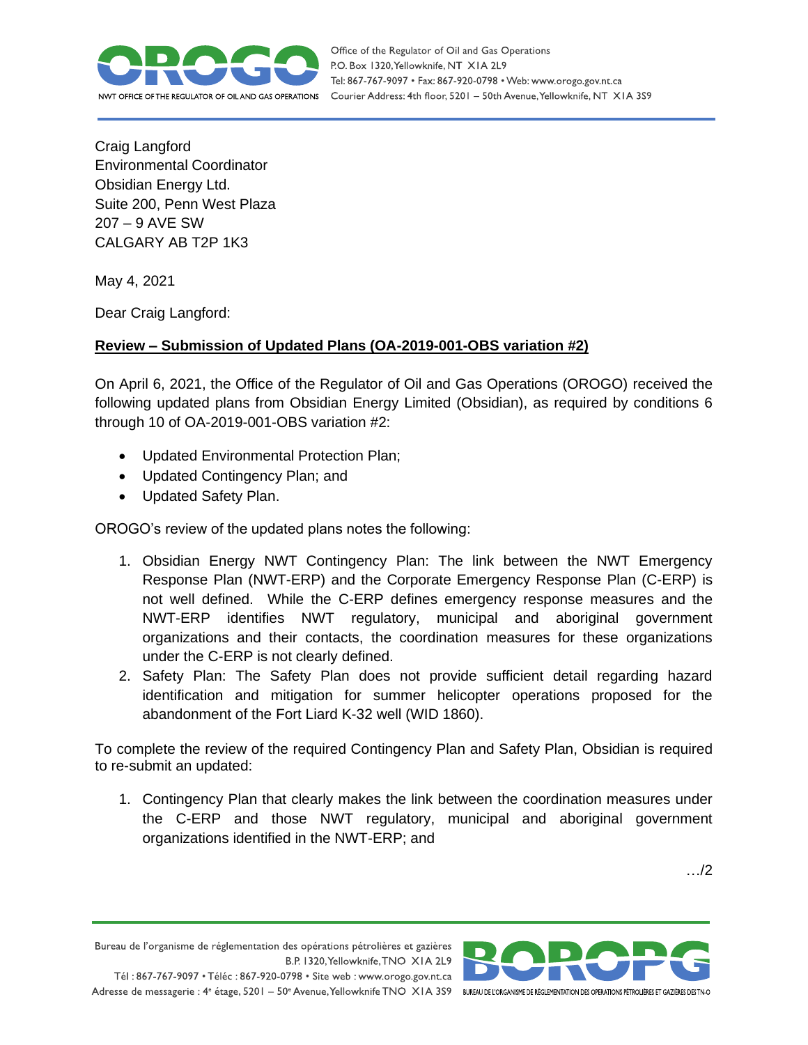Craig Langford
Environmental Coordinator
Obsidian Energy Ltd.
Suite 200, Penn West Plaza
207 – 9 AVE SW
CALGARY AB T2P 1K3

May 4, 2021

Dear Craig Langford:

**Review – Submission of Updated Plans (OA-2019-001-OBS variation #2)**

On April 6, 2021, the Office of the Regulator of Oil and Gas Operations (OROGO) received the following updated plans from Obsidian Energy Limited (Obsidian), as required by conditions 6 through 10 of OA-2019-001-OBS variation #2:

- Updated Environmental Protection Plan;
- Updated Contingency Plan; and
- Updated Safety Plan.

OROGO's review of the updated plans notes the following:

1. Obsidian Energy NWT Contingency Plan: The link between the NWT Emergency Response Plan (NWT-ERP) and the Corporate Emergency Response Plan (C-ERP) is not well defined. While the C-ERP defines emergency response measures and the NWT-ERP identifies NWT regulatory, municipal and aboriginal government organizations and their contacts, the coordination measures for these organizations under the C-ERP is not clearly defined.
2. Safety Plan: The Safety Plan does not provide sufficient detail regarding hazard identification and mitigation for summer helicopter operations proposed for the abandonment of the Fort Liard K-32 well (WID 1860).

To complete the review of the required Contingency Plan and Safety Plan, Obsidian is required to re-submit an updated:

1. Contingency Plan that clearly makes the link between the coordination measures under the C-ERP and those NWT regulatory, municipal and aboriginal government organizations identified in the NWT-ERP; and

…/2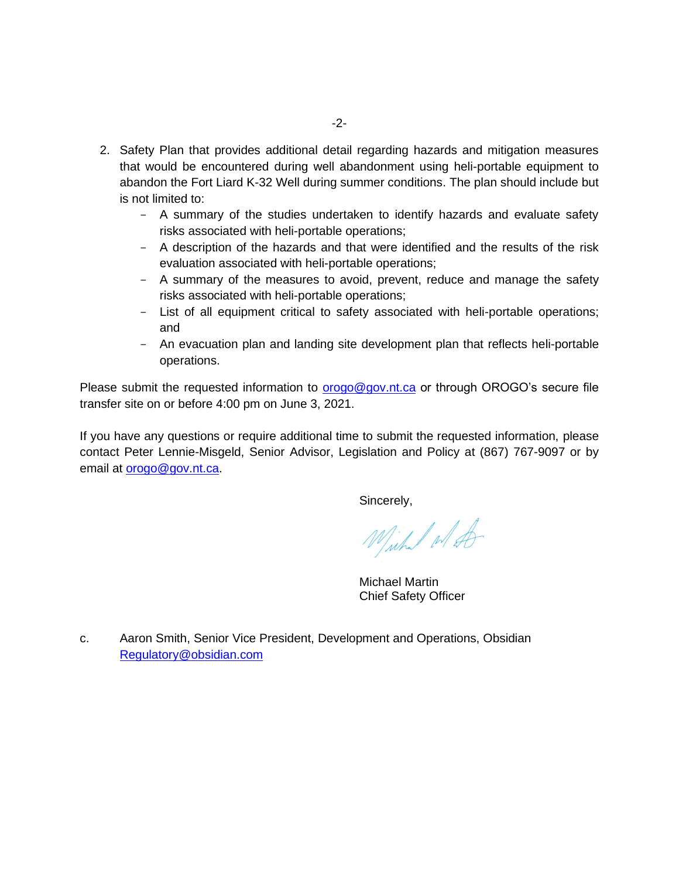2. Safety Plan that provides additional detail regarding hazards and mitigation measures that would be encountered during well abandonment using heli-portable equipment to abandon the Fort Liard K-32 Well during summer conditions. The plan should include but is not limited to:
   - A summary of the studies undertaken to identify hazards and evaluate safety risks associated with heli-portable operations;
   - A description of the hazards and that were identified and the results of the risk evaluation associated with heli-portable operations;
   - A summary of the measures to avoid, prevent, reduce and manage the safety risks associated with heli-portable operations;
   - List of all equipment critical to safety associated with heli-portable operations; and
   - An evacuation plan and landing site development plan that reflects heli-portable operations.

Please submit the requested information to orogo@gov.nt.ca or through OROGO's secure file transfer site on or before 4:00 pm on June 3, 2021.

If you have any questions or require additional time to submit the requested information, please contact Peter Lennie-Misgeld, Senior Advisor, Legislation and Policy at (867) 767-9097 or by email at orogo@gov.nt.ca.

Sincerely,

Michael Martin
Chief Safety Officer

c. Aaron Smith, Senior Vice President, Development and Operations, Obsidian
Regulatory@obsidian.com